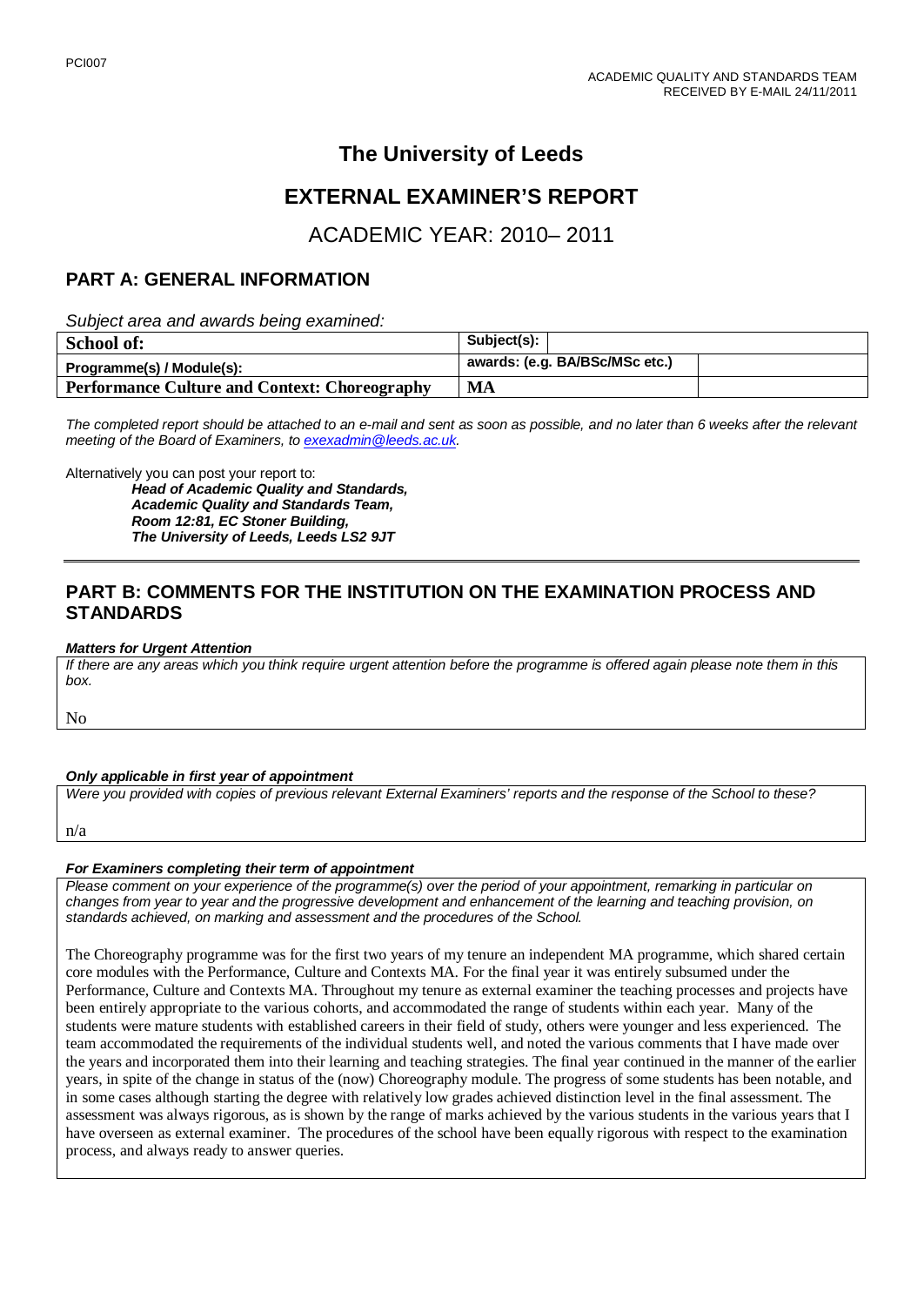PCI007

ACADEMIC QUALITY AND STANDARDS TEAM
RECEIVED BY E-MAIL 24/11/2011

# The University of Leeds

# EXTERNAL EXAMINER'S REPORT

## ACADEMIC YEAR: 2010– 2011

## PART A: GENERAL INFORMATION

*Subject area and awards being examined:*

| School of: | Subject(s): | |
|---|---|---|
| Programme(s) / Module(s): | awards: (e.g. BA/BSc/MSc etc.) | |
| Performance Culture and Context: Choreography | MA | |

*The completed report should be attached to an e-mail and sent as soon as possible, and no later than 6 weeks after the relevant meeting of the Board of Examiners, to exexadmin@leeds.ac.uk.*

Alternatively you can post your report to:

***Head of Academic Quality and Standards,***
***Academic Quality and Standards Team,***
***Room 12:81, EC Stoner Building,***
***The University of Leeds, Leeds LS2 9JT***

## PART B: COMMENTS FOR THE INSTITUTION ON THE EXAMINATION PROCESS AND STANDARDS

***Matters for Urgent Attention***

*If there are any areas which you think require urgent attention before the programme is offered again please note them in this box.*

No

***Only applicable in first year of appointment***

*Were you provided with copies of previous relevant External Examiners' reports and the response of the School to these?*

n/a

***For Examiners completing their term of appointment***

*Please comment on your experience of the programme(s) over the period of your appointment, remarking in particular on changes from year to year and the progressive development and enhancement of the learning and teaching provision, on standards achieved, on marking and assessment and the procedures of the School.*

The Choreography programme was for the first two years of my tenure an independent MA programme, which shared certain core modules with the Performance, Culture and Contexts MA. For the final year it was entirely subsumed under the Performance, Culture and Contexts MA. Throughout my tenure as external examiner the teaching processes and projects have been entirely appropriate to the various cohorts, and accommodated the range of students within each year. Many of the students were mature students with established careers in their field of study, others were younger and less experienced. The team accommodated the requirements of the individual students well, and noted the various comments that I have made over the years and incorporated them into their learning and teaching strategies. The final year continued in the manner of the earlier years, in spite of the change in status of the (now) Choreography module. The progress of some students has been notable, and in some cases although starting the degree with relatively low grades achieved distinction level in the final assessment. The assessment was always rigorous, as is shown by the range of marks achieved by the various students in the various years that I have overseen as external examiner. The procedures of the school have been equally rigorous with respect to the examination process, and always ready to answer queries.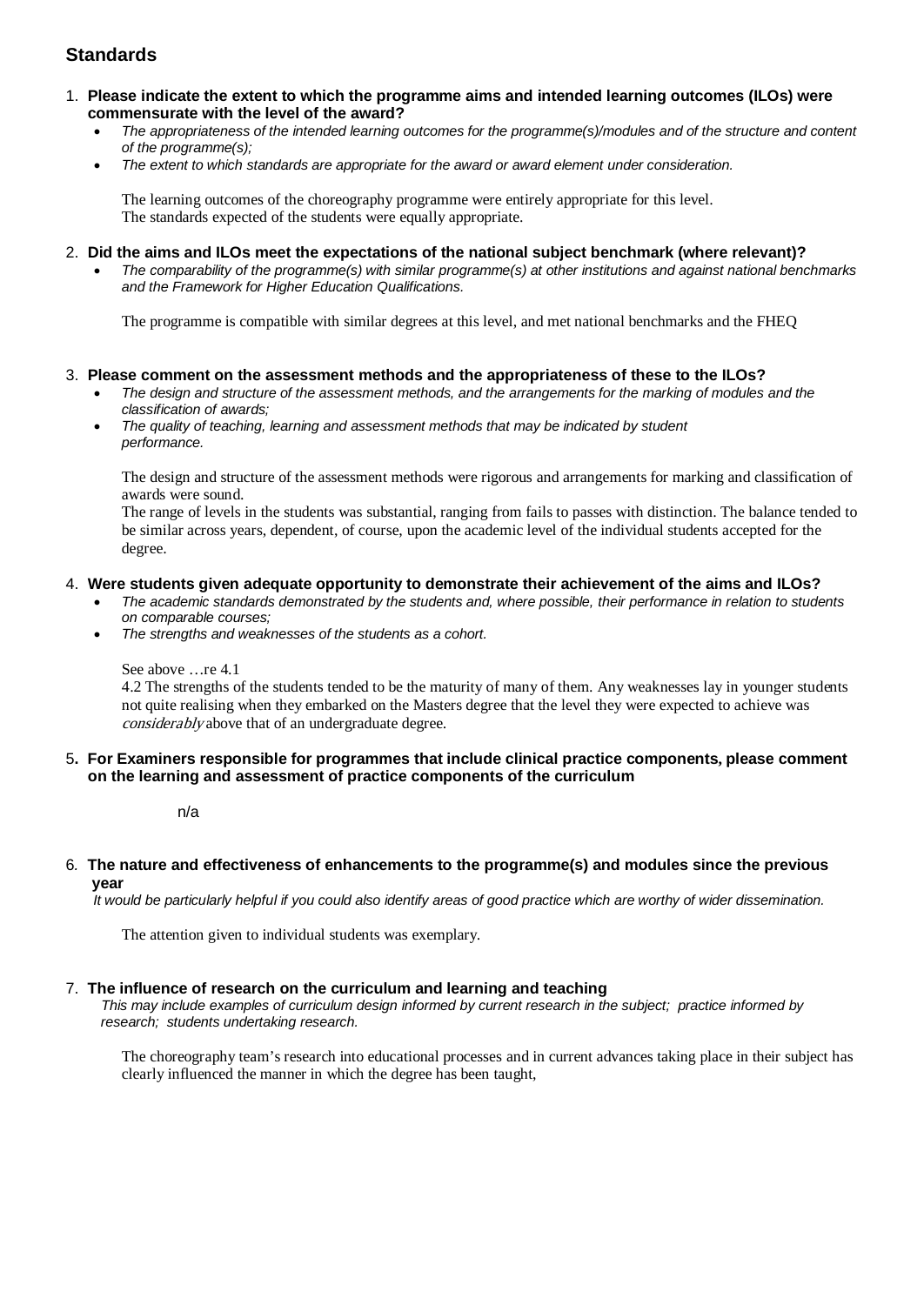## Standards

1. **Please indicate the extent to which the programme aims and intended learning outcomes (ILOs) were commensurate with the level of the award?**
   - *The appropriateness of the intended learning outcomes for the programme(s)/modules and of the structure and content of the programme(s);*
   - *The extent to which standards are appropriate for the award or award element under consideration.*

   The learning outcomes of the choreography programme were entirely appropriate for this level.
   The standards expected of the students were equally appropriate.

2. **Did the aims and ILOs meet the expectations of the national subject benchmark (where relevant)?**
   - *The comparability of the programme(s) with similar programme(s) at other institutions and against national benchmarks and the Framework for Higher Education Qualifications.*

   The programme is compatible with similar degrees at this level, and met national benchmarks and the FHEQ

3. **Please comment on the assessment methods and the appropriateness of these to the ILOs?**
   - *The design and structure of the assessment methods, and the arrangements for the marking of modules and the classification of awards;*
   - *The quality of teaching, learning and assessment methods that may be indicated by student performance.*

   The design and structure of the assessment methods were rigorous and arrangements for marking and classification of awards were sound.
   The range of levels in the students was substantial, ranging from fails to passes with distinction. The balance tended to be similar across years, dependent, of course, upon the academic level of the individual students accepted for the degree.

4. **Were students given adequate opportunity to demonstrate their achievement of the aims and ILOs?**
   - *The academic standards demonstrated by the students and, where possible, their performance in relation to students on comparable courses;*
   - *The strengths and weaknesses of the students as a cohort.*

   See above …re 4.1
   4.2 The strengths of the students tended to be the maturity of many of them. Any weaknesses lay in younger students not quite realising when they embarked on the Masters degree that the level they were expected to achieve was *considerably* above that of an undergraduate degree.

5. **For Examiners responsible for programmes that include clinical practice components, please comment on the learning and assessment of practice components of the curriculum**

   n/a

6. **The nature and effectiveness of enhancements to the programme(s) and modules since the previous year**
   *It would be particularly helpful if you could also identify areas of good practice which are worthy of wider dissemination.*

   The attention given to individual students was exemplary.

7. **The influence of research on the curriculum and learning and teaching**
   *This may include examples of curriculum design informed by current research in the subject; practice informed by research; students undertaking research.*

   The choreography team's research into educational processes and in current advances taking place in their subject has clearly influenced the manner in which the degree has been taught,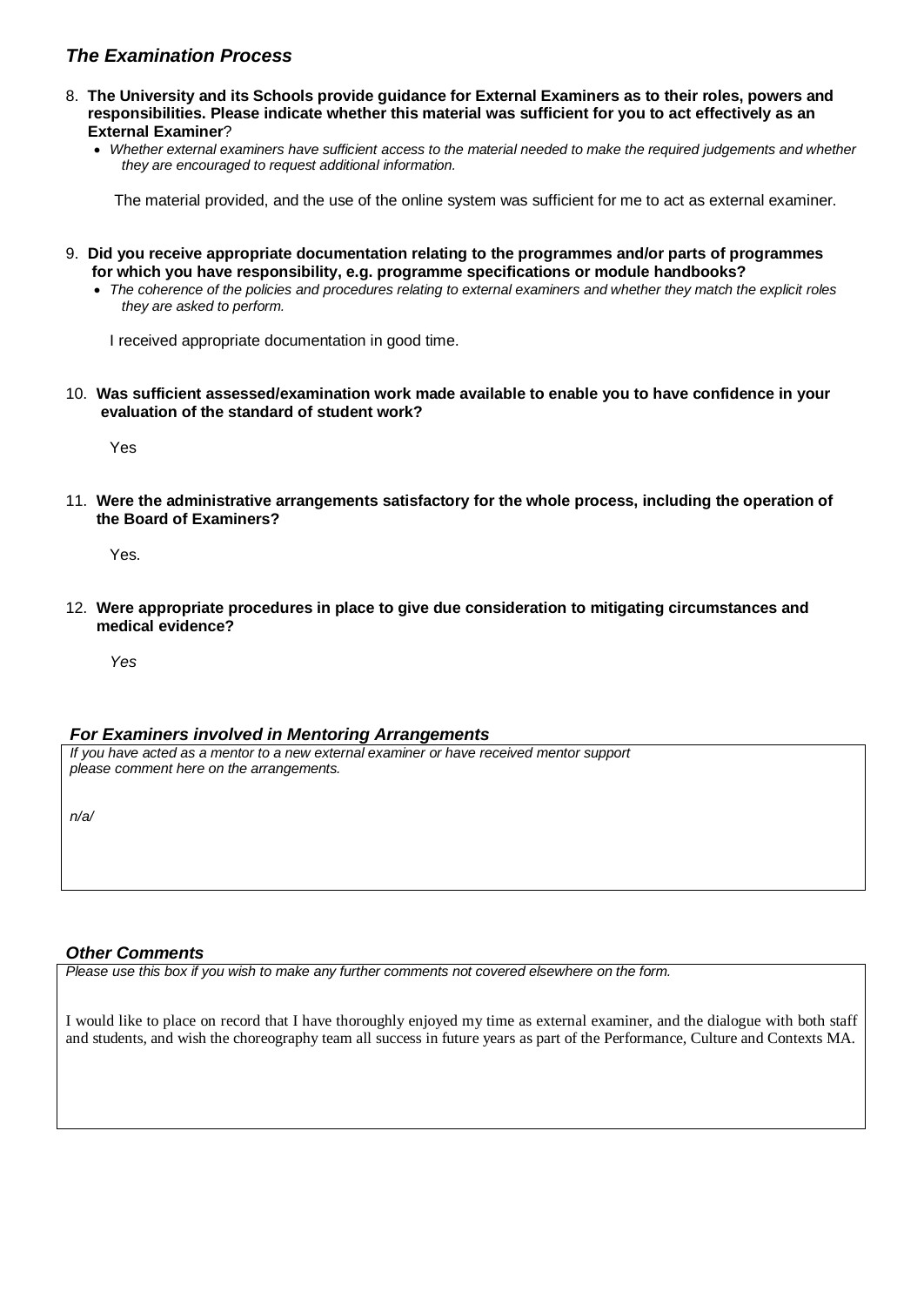### *The Examination Process*

8. **The University and its Schools provide guidance for External Examiners as to their roles, powers and responsibilities. Please indicate whether this material was sufficient for you to act effectively as an External Examiner**?
   - *Whether external examiners have sufficient access to the material needed to make the required judgements and whether they are encouraged to request additional information.*

   The material provided, and the use of the online system was sufficient for me to act as external examiner.

9. **Did you receive appropriate documentation relating to the programmes and/or parts of programmes for which you have responsibility, e.g. programme specifications or module handbooks?**
   - *The coherence of the policies and procedures relating to external examiners and whether they match the explicit roles they are asked to perform.*

   I received appropriate documentation in good time.

10. **Was sufficient assessed/examination work made available to enable you to have confidence in your evaluation of the standard of student work?**

    Yes

11. **Were the administrative arrangements satisfactory for the whole process, including the operation of the Board of Examiners?**

    Yes.

12. **Were appropriate procedures in place to give due consideration to mitigating circumstances and medical evidence?**

    *Yes*

### *For Examiners involved in Mentoring Arrangements*

*If you have acted as a mentor to a new external examiner or have received mentor support please comment here on the arrangements.*

*n/a/*

### *Other Comments*

*Please use this box if you wish to make any further comments not covered elsewhere on the form.*

I would like to place on record that I have thoroughly enjoyed my time as external examiner, and the dialogue with both staff and students, and wish the choreography team all success in future years as part of the Performance, Culture and Contexts MA.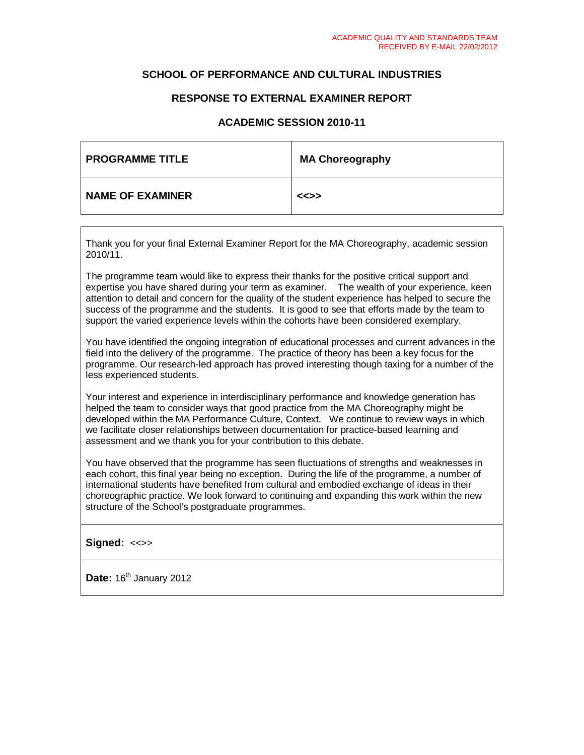ACADEMIC QUALITY AND STANDARDS TEAM
RECEIVED BY E-MAIL 22/02/2012

## SCHOOL OF PERFORMANCE AND CULTURAL INDUSTRIES

## RESPONSE TO EXTERNAL EXAMINER REPORT

## ACADEMIC SESSION 2010-11

| | |
|---|---|
| **PROGRAMME TITLE** | **MA Choreography** |
| **NAME OF EXAMINER** | **<<>>** |

Thank you for your final External Examiner Report for the MA Choreography, academic session 2010/11.

The programme team would like to express their thanks for the positive critical support and expertise you have shared during your term as examiner. The wealth of your experience, keen attention to detail and concern for the quality of the student experience has helped to secure the success of the programme and the students. It is good to see that efforts made by the team to support the varied experience levels within the cohorts have been considered exemplary.

You have identified the ongoing integration of educational processes and current advances in the field into the delivery of the programme. The practice of theory has been a key focus for the programme. Our research-led approach has proved interesting though taxing for a number of the less experienced students.

Your interest and experience in interdisciplinary performance and knowledge generation has helped the team to consider ways that good practice from the MA Choreography might be developed within the MA Performance Culture, Context. We continue to review ways in which we facilitate closer relationships between documentation for practice-based learning and assessment and we thank you for your contribution to this debate.

You have observed that the programme has seen fluctuations of strengths and weaknesses in each cohort, this final year being no exception. During the life of the programme, a number of international students have benefited from cultural and embodied exchange of ideas in their choreographic practice. We look forward to continuing and expanding this work within the new structure of the School's postgraduate programmes.

**Signed:** <<>>

**Date:** 16th January 2012